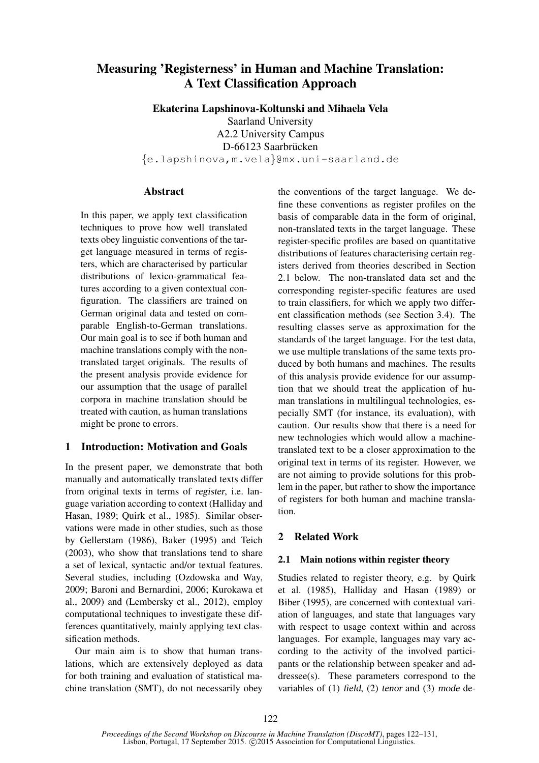# Measuring 'Registerness' in Human and Machine Translation: A Text Classification Approach

**Ekaterina Lapshinova-Koltunski and Mihaela Vela**

Saarland University
A2.2 University Campus
D-66123 Saarbrücken
{e.lapshinova,m.vela}@mx.uni-saarland.de

## Abstract

In this paper, we apply text classification techniques to prove how well translated texts obey linguistic conventions of the target language measured in terms of registers, which are characterised by particular distributions of lexico-grammatical features according to a given contextual configuration. The classifiers are trained on German original data and tested on comparable English-to-German translations. Our main goal is to see if both human and machine translations comply with the non-translated target originals. The results of the present analysis provide evidence for our assumption that the usage of parallel corpora in machine translation should be treated with caution, as human translations might be prone to errors.

## 1 Introduction: Motivation and Goals

In the present paper, we demonstrate that both manually and automatically translated texts differ from original texts in terms of *register*, i.e. language variation according to context (Halliday and Hasan, 1989; Quirk et al., 1985). Similar observations were made in other studies, such as those by Gellerstam (1986), Baker (1995) and Teich (2003), who show that translations tend to share a set of lexical, syntactic and/or textual features. Several studies, including (Ozdowska and Way, 2009; Baroni and Bernardini, 2006; Kurokawa et al., 2009) and (Lembersky et al., 2012), employ computational techniques to investigate these differences quantitatively, mainly applying text classification methods.

Our main aim is to show that human translations, which are extensively deployed as data for both training and evaluation of statistical machine translation (SMT), do not necessarily obey the conventions of the target language. We define these conventions as register profiles on the basis of comparable data in the form of original, non-translated texts in the target language. These register-specific profiles are based on quantitative distributions of features characterising certain registers derived from theories described in Section 2.1 below. The non-translated data set and the corresponding register-specific features are used to train classifiers, for which we apply two different classification methods (see Section 3.4). The resulting classes serve as approximation for the standards of the target language. For the test data, we use multiple translations of the same texts produced by both humans and machines. The results of this analysis provide evidence for our assumption that we should treat the application of human translations in multilingual technologies, especially SMT (for instance, its evaluation), with caution. Our results show that there is a need for new technologies which would allow a machine-translated text to be a closer approximation to the original text in terms of its register. However, we are not aiming to provide solutions for this problem in the paper, but rather to show the importance of registers for both human and machine translation.

## 2 Related Work

### 2.1 Main notions within register theory

Studies related to register theory, e.g. by Quirk et al. (1985), Halliday and Hasan (1989) or Biber (1995), are concerned with contextual variation of languages, and state that languages vary with respect to usage context within and across languages. For example, languages may vary according to the activity of the involved participants or the relationship between speaker and addressee(s). These parameters correspond to the variables of (1) *field*, (2) *tenor* and (3) *mode* de-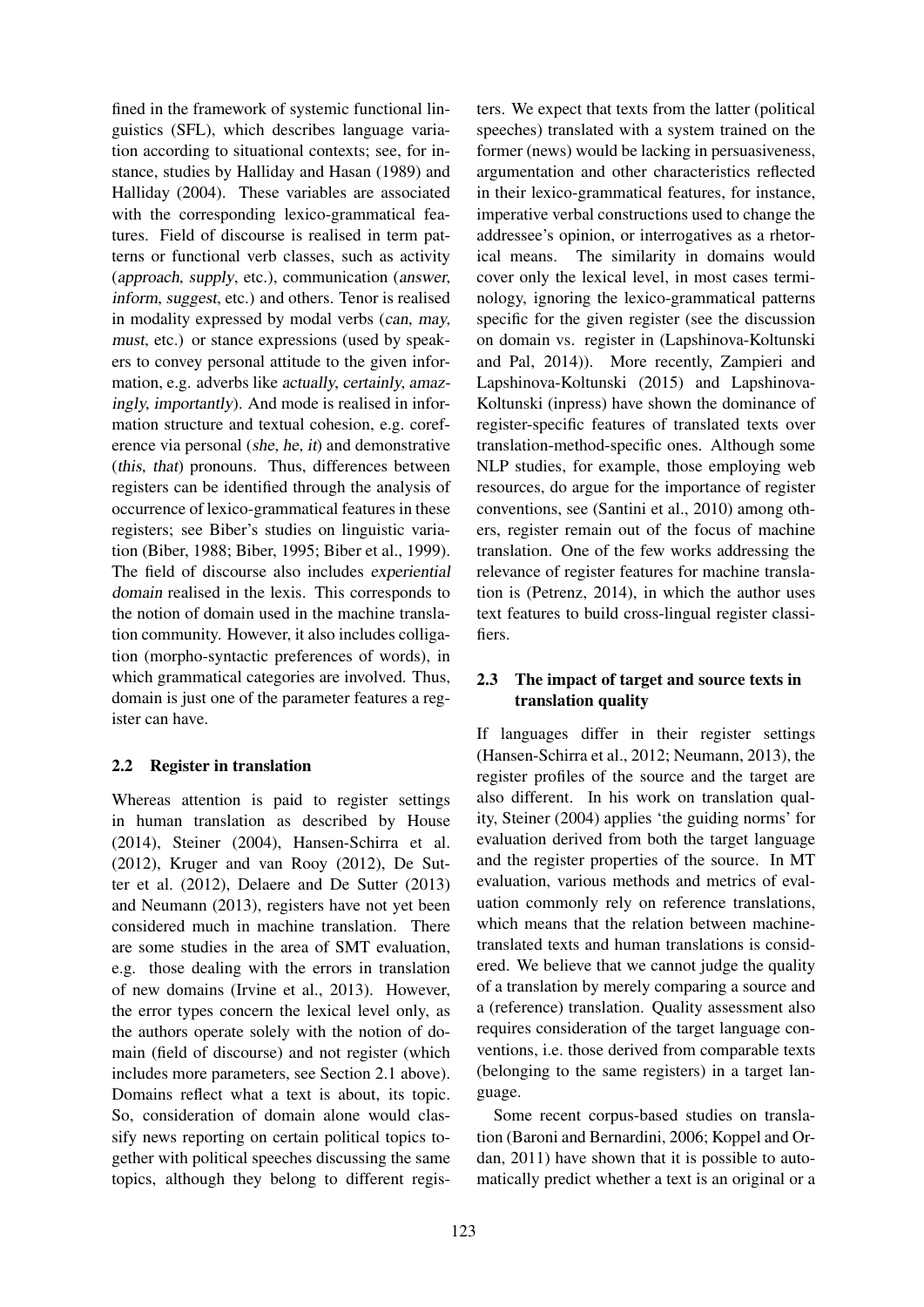fined in the framework of systemic functional linguistics (SFL), which describes language variation according to situational contexts; see, for instance, studies by Halliday and Hasan (1989) and Halliday (2004). These variables are associated with the corresponding lexico-grammatical features. Field of discourse is realised in term patterns or functional verb classes, such as activity (*approach, supply*, etc.), communication (*answer, inform, suggest*, etc.) and others. Tenor is realised in modality expressed by modal verbs (*can, may, must*, etc.) or stance expressions (used by speakers to convey personal attitude to the given information, e.g. adverbs like *actually, certainly, amazingly, importantly*). And mode is realised in information structure and textual cohesion, e.g. coreference via personal (*she, he, it*) and demonstrative (*this, that*) pronouns. Thus, differences between registers can be identified through the analysis of occurrence of lexico-grammatical features in these registers; see Biber's studies on linguistic variation (Biber, 1988; Biber, 1995; Biber et al., 1999). The field of discourse also includes *experiential domain* realised in the lexis. This corresponds to the notion of domain used in the machine translation community. However, it also includes colligation (morpho-syntactic preferences of words), in which grammatical categories are involved. Thus, domain is just one of the parameter features a register can have.

### 2.2 Register in translation

Whereas attention is paid to register settings in human translation as described by House (2014), Steiner (2004), Hansen-Schirra et al. (2012), Kruger and van Rooy (2012), De Sutter et al. (2012), Delaere and De Sutter (2013) and Neumann (2013), registers have not yet been considered much in machine translation. There are some studies in the area of SMT evaluation, e.g. those dealing with the errors in translation of new domains (Irvine et al., 2013). However, the error types concern the lexical level only, as the authors operate solely with the notion of domain (field of discourse) and not register (which includes more parameters, see Section 2.1 above). Domains reflect what a text is about, its topic. So, consideration of domain alone would classify news reporting on certain political topics together with political speeches discussing the same topics, although they belong to different registers. We expect that texts from the latter (political speeches) translated with a system trained on the former (news) would be lacking in persuasiveness, argumentation and other characteristics reflected in their lexico-grammatical features, for instance, imperative verbal constructions used to change the addressee's opinion, or interrogatives as a rhetorical means. The similarity in domains would cover only the lexical level, in most cases terminology, ignoring the lexico-grammatical patterns specific for the given register (see the discussion on domain vs. register in (Lapshinova-Koltunski and Pal, 2014)). More recently, Zampieri and Lapshinova-Koltunski (2015) and Lapshinova-Koltunski (inpress) have shown the dominance of register-specific features of translated texts over translation-method-specific ones. Although some NLP studies, for example, those employing web resources, do argue for the importance of register conventions, see (Santini et al., 2010) among others, register remain out of the focus of machine translation. One of the few works addressing the relevance of register features for machine translation is (Petrenz, 2014), in which the author uses text features to build cross-lingual register classifiers.

### 2.3 The impact of target and source texts in translation quality

If languages differ in their register settings (Hansen-Schirra et al., 2012; Neumann, 2013), the register profiles of the source and the target are also different. In his work on translation quality, Steiner (2004) applies 'the guiding norms' for evaluation derived from both the target language and the register properties of the source. In MT evaluation, various methods and metrics of evaluation commonly rely on reference translations, which means that the relation between machine-translated texts and human translations is considered. We believe that we cannot judge the quality of a translation by merely comparing a source and a (reference) translation. Quality assessment also requires consideration of the target language conventions, i.e. those derived from comparable texts (belonging to the same registers) in a target language.

Some recent corpus-based studies on translation (Baroni and Bernardini, 2006; Koppel and Ordan, 2011) have shown that it is possible to automatically predict whether a text is an original or a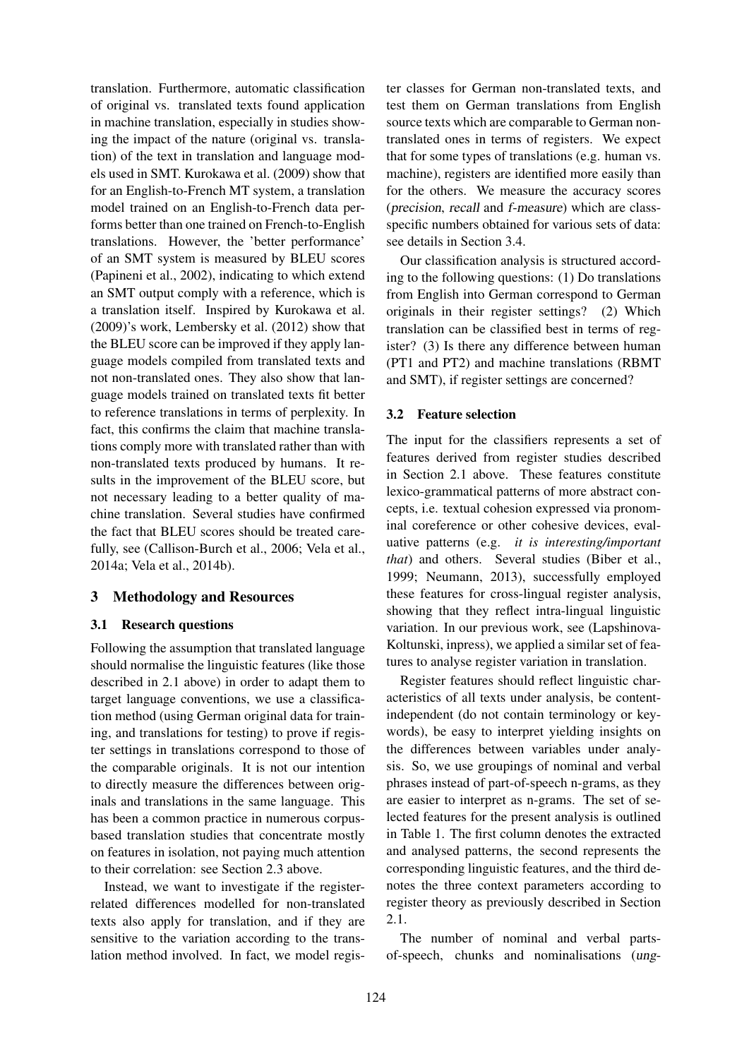translation. Furthermore, automatic classification of original vs. translated texts found application in machine translation, especially in studies showing the impact of the nature (original vs. translation) of the text in translation and language models used in SMT. Kurokawa et al. (2009) show that for an English-to-French MT system, a translation model trained on an English-to-French data performs better than one trained on French-to-English translations. However, the 'better performance' of an SMT system is measured by BLEU scores (Papineni et al., 2002), indicating to which extend an SMT output comply with a reference, which is a translation itself. Inspired by Kurokawa et al. (2009)'s work, Lembersky et al. (2012) show that the BLEU score can be improved if they apply language models compiled from translated texts and not non-translated ones. They also show that language models trained on translated texts fit better to reference translations in terms of perplexity. In fact, this confirms the claim that machine translations comply more with translated rather than with non-translated texts produced by humans. It results in the improvement of the BLEU score, but not necessary leading to a better quality of machine translation. Several studies have confirmed the fact that BLEU scores should be treated carefully, see (Callison-Burch et al., 2006; Vela et al., 2014a; Vela et al., 2014b).

## 3 Methodology and Resources

### 3.1 Research questions

Following the assumption that translated language should normalise the linguistic features (like those described in 2.1 above) in order to adapt them to target language conventions, we use a classification method (using German original data for training, and translations for testing) to prove if register settings in translations correspond to those of the comparable originals. It is not our intention to directly measure the differences between originals and translations in the same language. This has been a common practice in numerous corpus-based translation studies that concentrate mostly on features in isolation, not paying much attention to their correlation: see Section 2.3 above.

Instead, we want to investigate if the register-related differences modelled for non-translated texts also apply for translation, and if they are sensitive to the variation according to the translation method involved. In fact, we model register classes for German non-translated texts, and test them on German translations from English source texts which are comparable to German non-translated ones in terms of registers. We expect that for some types of translations (e.g. human vs. machine), registers are identified more easily than for the others. We measure the accuracy scores (*precision*, *recall* and *f-measure*) which are class-specific numbers obtained for various sets of data: see details in Section 3.4.

Our classification analysis is structured according to the following questions: (1) Do translations from English into German correspond to German originals in their register settings? (2) Which translation can be classified best in terms of register? (3) Is there any difference between human (PT1 and PT2) and machine translations (RBMT and SMT), if register settings are concerned?

### 3.2 Feature selection

The input for the classifiers represents a set of features derived from register studies described in Section 2.1 above. These features constitute lexico-grammatical patterns of more abstract concepts, i.e. textual cohesion expressed via pronominal coreference or other cohesive devices, evaluative patterns (e.g. *it is interesting/important that*) and others. Several studies (Biber et al., 1999; Neumann, 2013), successfully employed these features for cross-lingual register analysis, showing that they reflect intra-lingual linguistic variation. In our previous work, see (Lapshinova-Koltunski, inpress), we applied a similar set of features to analyse register variation in translation.

Register features should reflect linguistic characteristics of all texts under analysis, be content-independent (do not contain terminology or keywords), be easy to interpret yielding insights on the differences between variables under analysis. So, we use groupings of nominal and verbal phrases instead of part-of-speech n-grams, as they are easier to interpret as n-grams. The set of selected features for the present analysis is outlined in Table 1. The first column denotes the extracted and analysed patterns, the second represents the corresponding linguistic features, and the third denotes the three context parameters according to register theory as previously described in Section 2.1.

The number of nominal and verbal parts-of-speech, chunks and nominalisations (*ung-*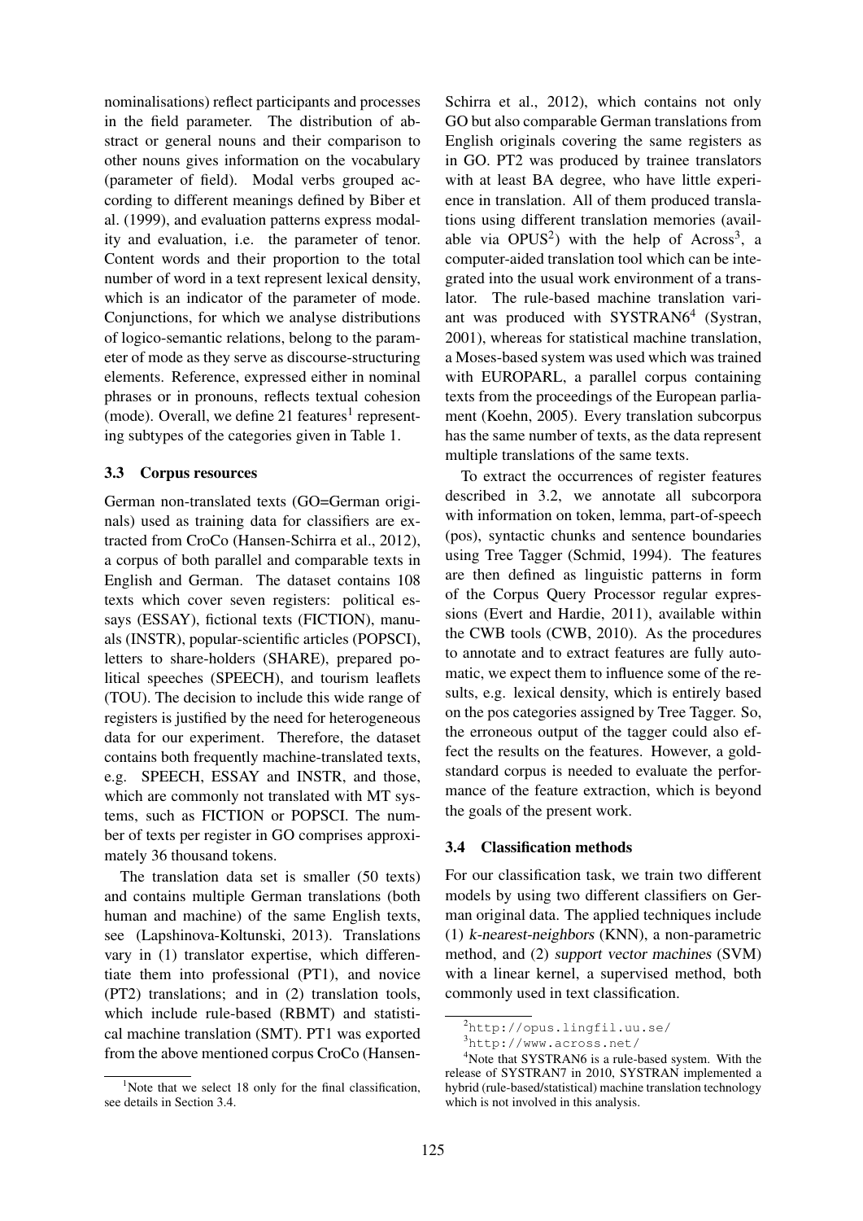nominalisations) reflect participants and processes in the field parameter. The distribution of abstract or general nouns and their comparison to other nouns gives information on the vocabulary (parameter of field). Modal verbs grouped according to different meanings defined by Biber et al. (1999), and evaluation patterns express modality and evaluation, i.e. the parameter of tenor. Content words and their proportion to the total number of word in a text represent lexical density, which is an indicator of the parameter of mode. Conjunctions, for which we analyse distributions of logico-semantic relations, belong to the parameter of mode as they serve as discourse-structuring elements. Reference, expressed either in nominal phrases or in pronouns, reflects textual cohesion (mode). Overall, we define 21 features[1] representing subtypes of the categories given in Table 1.

### 3.3 Corpus resources

German non-translated texts (GO=German originals) used as training data for classifiers are extracted from CroCo (Hansen-Schirra et al., 2012), a corpus of both parallel and comparable texts in English and German. The dataset contains 108 texts which cover seven registers: political essays (ESSAY), fictional texts (FICTION), manuals (INSTR), popular-scientific articles (POPSCI), letters to share-holders (SHARE), prepared political speeches (SPEECH), and tourism leaflets (TOU). The decision to include this wide range of registers is justified by the need for heterogeneous data for our experiment. Therefore, the dataset contains both frequently machine-translated texts, e.g. SPEECH, ESSAY and INSTR, and those, which are commonly not translated with MT systems, such as FICTION or POPSCI. The number of texts per register in GO comprises approximately 36 thousand tokens.

The translation data set is smaller (50 texts) and contains multiple German translations (both human and machine) of the same English texts, see (Lapshinova-Koltunski, 2013). Translations vary in (1) translator expertise, which differentiate them into professional (PT1), and novice (PT2) translations; and in (2) translation tools, which include rule-based (RBMT) and statistical machine translation (SMT). PT1 was exported from the above mentioned corpus CroCo (Hansen-Schirra et al., 2012), which contains not only GO but also comparable German translations from English originals covering the same registers as in GO. PT2 was produced by trainee translators with at least BA degree, who have little experience in translation. All of them produced translations using different translation memories (available via OPUS[2]) with the help of Across[3], a computer-aided translation tool which can be integrated into the usual work environment of a translator. The rule-based machine translation variant was produced with SYSTRAN6[4] (Systran, 2001), whereas for statistical machine translation, a Moses-based system was used which was trained with EUROPARL, a parallel corpus containing texts from the proceedings of the European parliament (Koehn, 2005). Every translation subcorpus has the same number of texts, as the data represent multiple translations of the same texts.

To extract the occurrences of register features described in 3.2, we annotate all subcorpora with information on token, lemma, part-of-speech (pos), syntactic chunks and sentence boundaries using Tree Tagger (Schmid, 1994). The features are then defined as linguistic patterns in form of the Corpus Query Processor regular expressions (Evert and Hardie, 2011), available within the CWB tools (CWB, 2010). As the procedures to annotate and to extract features are fully automatic, we expect them to influence some of the results, e.g. lexical density, which is entirely based on the pos categories assigned by Tree Tagger. So, the erroneous output of the tagger could also effect the results on the features. However, a gold-standard corpus is needed to evaluate the performance of the feature extraction, which is beyond the goals of the present work.

### 3.4 Classification methods

For our classification task, we train two different models by using two different classifiers on German original data. The applied techniques include (1) *k-nearest-neighbors* (KNN), a non-parametric method, and (2) *support vector machines* (SVM) with a linear kernel, a supervised method, both commonly used in text classification.

---

[1] Note that we select 18 only for the final classification, see details in Section 3.4.

[2] http://opus.lingfil.uu.se/

[3] http://www.across.net/

[4] Note that SYSTRAN6 is a rule-based system. With the release of SYSTRAN7 in 2010, SYSTRAN implemented a hybrid (rule-based/statistical) machine translation technology which is not involved in this analysis.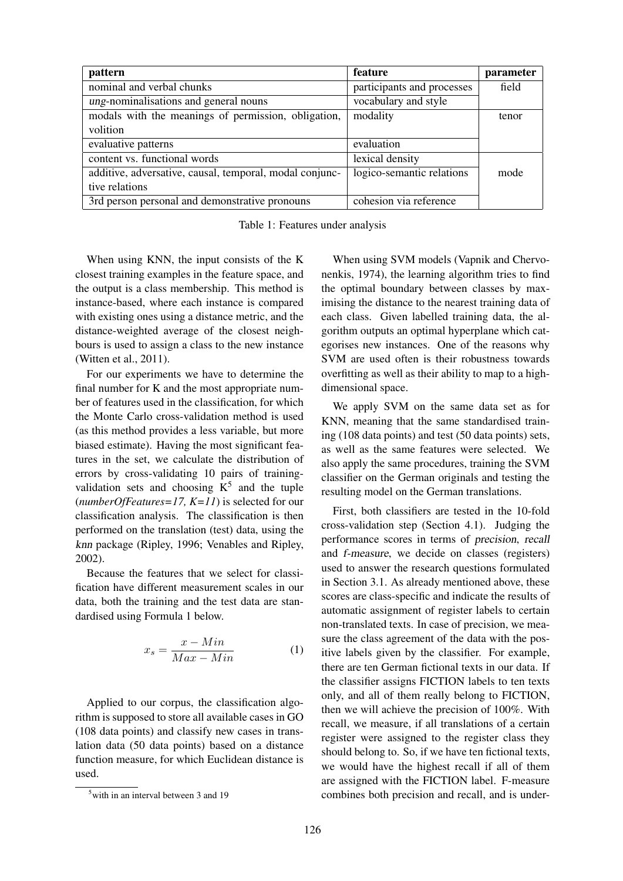| pattern | feature | parameter |
| --- | --- | --- |
| nominal and verbal chunks | participants and processes | field |
| *ung*-nominalisations and general nouns | vocabulary and style | |
| modals with the meanings of permission, obligation, volition | modality | tenor |
| evaluative patterns | evaluation | |
| content vs. functional words | lexical density | mode |
| additive, adversative, causal, temporal, modal conjunctive relations | logico-semantic relations | |
| 3rd person personal and demonstrative pronouns | cohesion via reference | |

Table 1: Features under analysis

When using KNN, the input consists of the K closest training examples in the feature space, and the output is a class membership. This method is instance-based, where each instance is compared with existing ones using a distance metric, and the distance-weighted average of the closest neighbours is used to assign a class to the new instance (Witten et al., 2011).

For our experiments we have to determine the final number for K and the most appropriate number of features used in the classification, for which the Monte Carlo cross-validation method is used (as this method provides a less variable, but more biased estimate). Having the most significant features in the set, we calculate the distribution of errors by cross-validating 10 pairs of training-validation sets and choosing K[5] and the tuple (*numberOfFeatures=17, K=11*) is selected for our classification analysis. The classification is then performed on the translation (test) data, using the *knn* package (Ripley, 1996; Venables and Ripley, 2002).

Because the features that we select for classification have different measurement scales in our data, both the training and the test data are standardised using Formula 1 below.

$$x_s = \frac{x - Min}{Max - Min} \tag{1}$$

Applied to our corpus, the classification algorithm is supposed to store all available cases in GO (108 data points) and classify new cases in translation data (50 data points) based on a distance function measure, for which Euclidean distance is used.

[5] with in an interval between 3 and 19

When using SVM models (Vapnik and Chervonenkis, 1974), the learning algorithm tries to find the optimal boundary between classes by maximising the distance to the nearest training data of each class. Given labelled training data, the algorithm outputs an optimal hyperplane which categorises new instances. One of the reasons why SVM are used often is their robustness towards overfitting as well as their ability to map to a high-dimensional space.

We apply SVM on the same data set as for KNN, meaning that the same standardised training (108 data points) and test (50 data points) sets, as well as the same features were selected. We also apply the same procedures, training the SVM classifier on the German originals and testing the resulting model on the German translations.

First, both classifiers are tested in the 10-fold cross-validation step (Section 4.1). Judging the performance scores in terms of *precision*, *recall* and *f-measure*, we decide on classes (registers) used to answer the research questions formulated in Section 3.1. As already mentioned above, these scores are class-specific and indicate the results of automatic assignment of register labels to certain non-translated texts. In case of precision, we measure the class agreement of the data with the positive labels given by the classifier. For example, there are ten German fictional texts in our data. If the classifier assigns FICTION labels to ten texts only, and all of them really belong to FICTION, then we will achieve the precision of 100%. With recall, we measure, if all translations of a certain register were assigned to the register class they should belong to. So, if we have ten fictional texts, we would have the highest recall if all of them are assigned with the FICTION label. F-measure combines both precision and recall, and is under-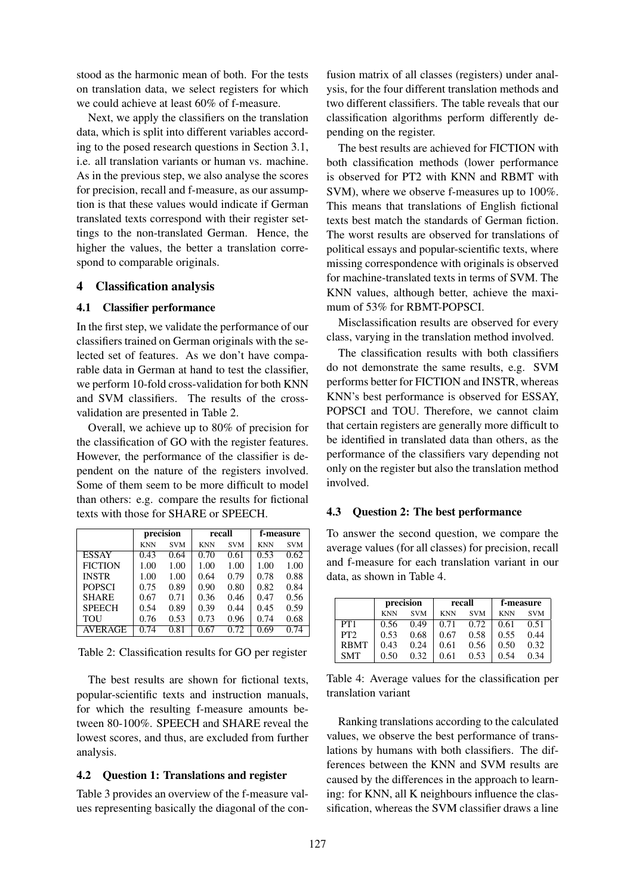stood as the harmonic mean of both. For the tests on translation data, we select registers for which we could achieve at least 60% of f-measure.

Next, we apply the classifiers on the translation data, which is split into different variables according to the posed research questions in Section 3.1, i.e. all translation variants or human vs. machine. As in the previous step, we also analyse the scores for precision, recall and f-measure, as our assumption is that these values would indicate if German translated texts correspond with their register settings to the non-translated German. Hence, the higher the values, the better a translation correspond to comparable originals.

## 4 Classification analysis

### 4.1 Classifier performance

In the first step, we validate the performance of our classifiers trained on German originals with the selected set of features. As we don't have comparable data in German at hand to test the classifier, we perform 10-fold cross-validation for both KNN and SVM classifiers. The results of the cross-validation are presented in Table 2.

Overall, we achieve up to 80% of precision for the classification of GO with the register features. However, the performance of the classifier is dependent on the nature of the registers involved. Some of them seem to be more difficult to model than others: e.g. compare the results for fictional texts with those for SHARE or SPEECH.

| | precision | | recall | | f-measure | |
|---|---|---|---|---|---|---|
| | KNN | SVM | KNN | SVM | KNN | SVM |
| ESSAY | 0.43 | 0.64 | 0.70 | 0.61 | 0.53 | 0.62 |
| FICTION | 1.00 | 1.00 | 1.00 | 1.00 | 1.00 | 1.00 |
| INSTR | 1.00 | 1.00 | 0.64 | 0.79 | 0.78 | 0.88 |
| POPSCI | 0.75 | 0.89 | 0.90 | 0.80 | 0.82 | 0.84 |
| SHARE | 0.67 | 0.71 | 0.36 | 0.46 | 0.47 | 0.56 |
| SPEECH | 0.54 | 0.89 | 0.39 | 0.44 | 0.45 | 0.59 |
| TOU | 0.76 | 0.53 | 0.73 | 0.96 | 0.74 | 0.68 |
| AVERAGE | 0.74 | 0.81 | 0.67 | 0.72 | 0.69 | 0.74 |

Table 2: Classification results for GO per register

The best results are shown for fictional texts, popular-scientific texts and instruction manuals, for which the resulting f-measure amounts between 80-100%. SPEECH and SHARE reveal the lowest scores, and thus, are excluded from further analysis.

### 4.2 Question 1: Translations and register

Table 3 provides an overview of the f-measure values representing basically the diagonal of the confusion matrix of all classes (registers) under analysis, for the four different translation methods and two different classifiers. The table reveals that our classification algorithms perform differently depending on the register.

The best results are achieved for FICTION with both classification methods (lower performance is observed for PT2 with KNN and RBMT with SVM), where we observe f-measures up to 100%. This means that translations of English fictional texts best match the standards of German fiction. The worst results are observed for translations of political essays and popular-scientific texts, where missing correspondence with originals is observed for machine-translated texts in terms of SVM. The KNN values, although better, achieve the maximum of 53% for RBMT-POPSCI.

Misclassification results are observed for every class, varying in the translation method involved.

The classification results with both classifiers do not demonstrate the same results, e.g. SVM performs better for FICTION and INSTR, whereas KNN's best performance is observed for ESSAY, POPSCI and TOU. Therefore, we cannot claim that certain registers are generally more difficult to be identified in translated data than others, as the performance of the classifiers vary depending not only on the register but also the translation method involved.

### 4.3 Question 2: The best performance

To answer the second question, we compare the average values (for all classes) for precision, recall and f-measure for each translation variant in our data, as shown in Table 4.

| | precision | | recall | | f-measure | |
|---|---|---|---|---|---|---|
| | KNN | SVM | KNN | SVM | KNN | SVM |
| PT1 | 0.56 | 0.49 | 0.71 | 0.72 | 0.61 | 0.51 |
| PT2 | 0.53 | 0.68 | 0.67 | 0.58 | 0.55 | 0.44 |
| RBMT | 0.43 | 0.24 | 0.61 | 0.56 | 0.50 | 0.32 |
| SMT | 0.50 | 0.32 | 0.61 | 0.53 | 0.54 | 0.34 |

Table 4: Average values for the classification per translation variant

Ranking translations according to the calculated values, we observe the best performance of translations by humans with both classifiers. The differences between the KNN and SVM results are caused by the differences in the approach to learning: for KNN, all K neighbours influence the classification, whereas the SVM classifier draws a line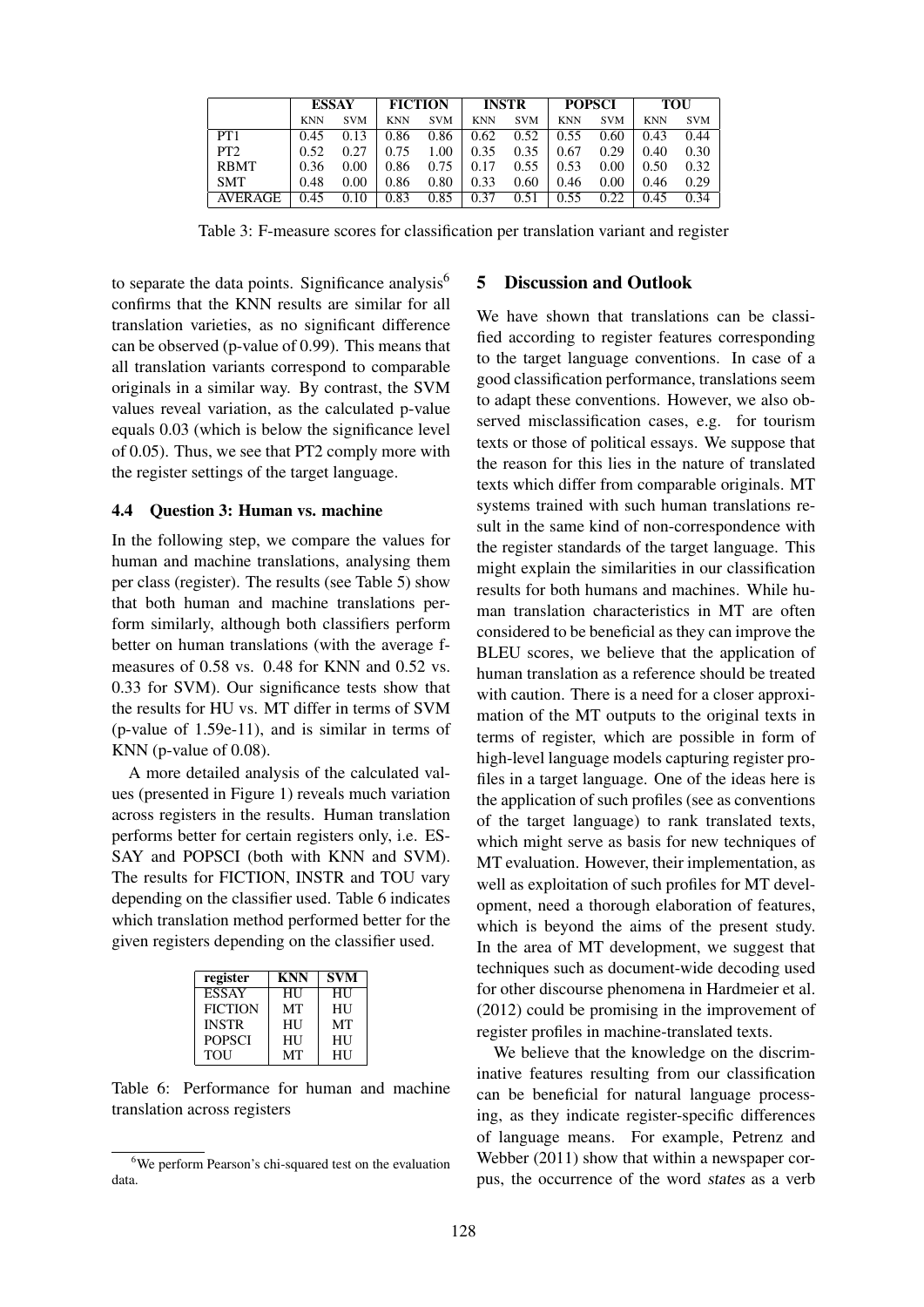| | ESSAY | | FICTION | | INSTR | | POPSCI | | TOU | |
|---|---|---|---|---|---|---|---|---|---|---|
| | KNN | SVM | KNN | SVM | KNN | SVM | KNN | SVM | KNN | SVM |
| PT1 | 0.45 | 0.13 | 0.86 | 0.86 | 0.62 | 0.52 | 0.55 | 0.60 | 0.43 | 0.44 |
| PT2 | 0.52 | 0.27 | 0.75 | 1.00 | 0.35 | 0.35 | 0.67 | 0.29 | 0.40 | 0.30 |
| RBMT | 0.36 | 0.00 | 0.86 | 0.75 | 0.17 | 0.55 | 0.53 | 0.00 | 0.50 | 0.32 |
| SMT | 0.48 | 0.00 | 0.86 | 0.80 | 0.33 | 0.60 | 0.46 | 0.00 | 0.46 | 0.29 |
| AVERAGE | 0.45 | 0.10 | 0.83 | 0.85 | 0.37 | 0.51 | 0.55 | 0.22 | 0.45 | 0.34 |

Table 3: F-measure scores for classification per translation variant and register

to separate the data points. Significance analysis[6] confirms that the KNN results are similar for all translation varieties, as no significant difference can be observed (p-value of 0.99). This means that all translation variants correspond to comparable originals in a similar way. By contrast, the SVM values reveal variation, as the calculated p-value equals 0.03 (which is below the significance level of 0.05). Thus, we see that PT2 comply more with the register settings of the target language.

### 4.4 Question 3: Human vs. machine

In the following step, we compare the values for human and machine translations, analysing them per class (register). The results (see Table 5) show that both human and machine translations perform similarly, although both classifiers perform better on human translations (with the average f-measures of 0.58 vs. 0.48 for KNN and 0.52 vs. 0.33 for SVM). Our significance tests show that the results for HU vs. MT differ in terms of SVM (p-value of 1.59e-11), and is similar in terms of KNN (p-value of 0.08).

A more detailed analysis of the calculated values (presented in Figure 1) reveals much variation across registers in the results. Human translation performs better for certain registers only, i.e. ESSAY and POPSCI (both with KNN and SVM). The results for FICTION, INSTR and TOU vary depending on the classifier used. Table 6 indicates which translation method performed better for the given registers depending on the classifier used.

| register | KNN | SVM |
|---|---|---|
| ESSAY | HU | HU |
| FICTION | MT | HU |
| INSTR | HU | MT |
| POPSCI | HU | HU |
| TOU | MT | HU |

Table 6: Performance for human and machine translation across registers

[6] We perform Pearson's chi-squared test on the evaluation data.

## 5 Discussion and Outlook

We have shown that translations can be classified according to register features corresponding to the target language conventions. In case of a good classification performance, translations seem to adapt these conventions. However, we also observed misclassification cases, e.g. for tourism texts or those of political essays. We suppose that the reason for this lies in the nature of translated texts which differ from comparable originals. MT systems trained with such human translations result in the same kind of non-correspondence with the register standards of the target language. This might explain the similarities in our classification results for both humans and machines. While human translation characteristics in MT are often considered to be beneficial as they can improve the BLEU scores, we believe that the application of human translation as a reference should be treated with caution. There is a need for a closer approximation of the MT outputs to the original texts in terms of register, which are possible in form of high-level language models capturing register profiles in a target language. One of the ideas here is the application of such profiles (see as conventions of the target language) to rank translated texts, which might serve as basis for new techniques of MT evaluation. However, their implementation, as well as exploitation of such profiles for MT development, need a thorough elaboration of features, which is beyond the aims of the present study. In the area of MT development, we suggest that techniques such as document-wide decoding used for other discourse phenomena in Hardmeier et al. (2012) could be promising in the improvement of register profiles in machine-translated texts.

We believe that the knowledge on the discriminative features resulting from our classification can be beneficial for natural language processing, as they indicate register-specific differences of language means. For example, Petrenz and Webber (2011) show that within a newspaper corpus, the occurrence of the word *states* as a verb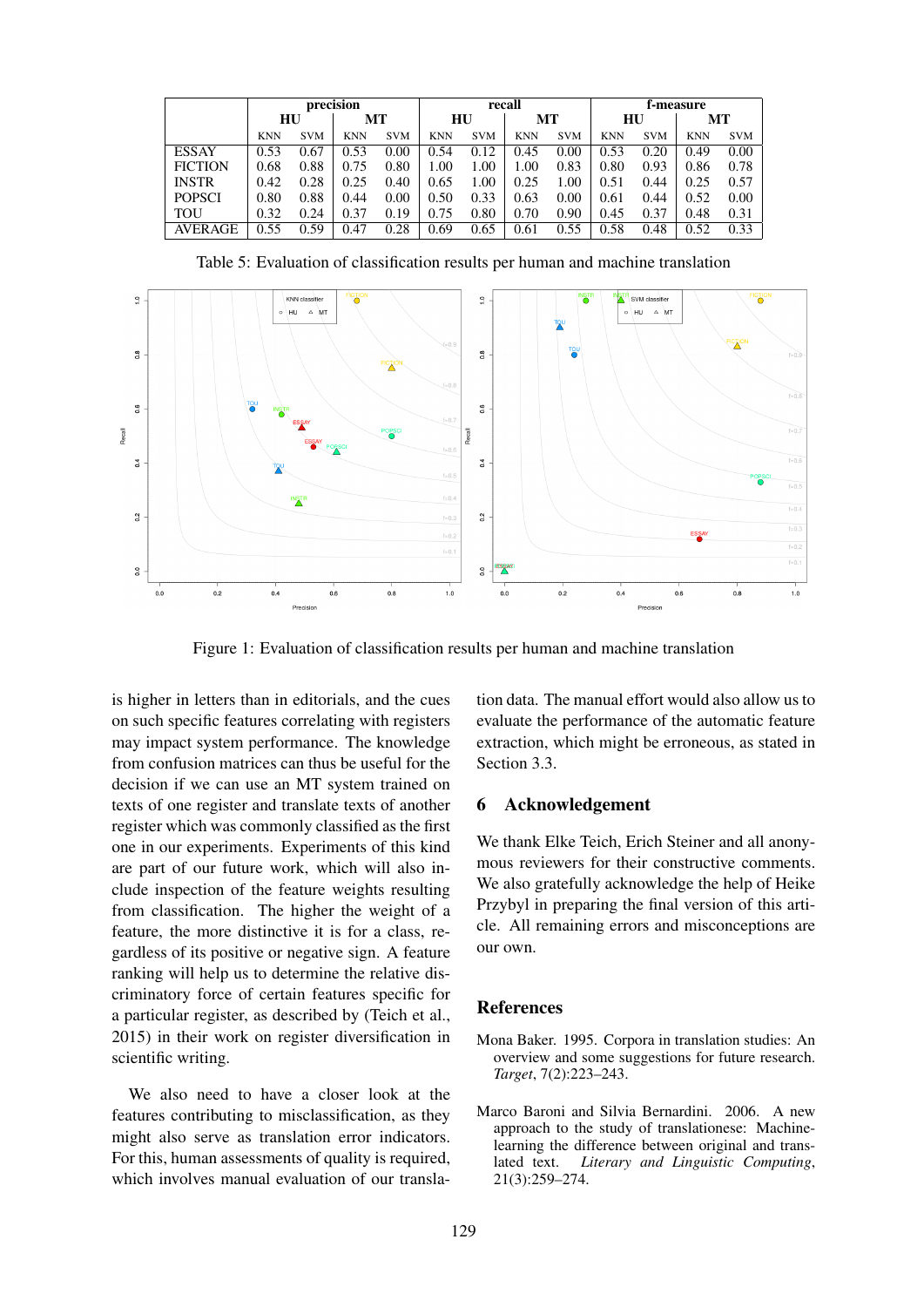| | precision | | | | recall | | | | f-measure | | | |
|---|---|---|---|---|---|---|---|---|---|---|---|---|
| | HU | | MT | | HU | | MT | | HU | | MT | |
| | KNN | SVM | KNN | SVM | KNN | SVM | KNN | SVM | KNN | SVM | KNN | SVM |
| ESSAY | 0.53 | 0.67 | 0.53 | 0.00 | 0.54 | 0.12 | 0.45 | 0.00 | 0.53 | 0.20 | 0.49 | 0.00 |
| FICTION | 0.68 | 0.88 | 0.75 | 0.80 | 1.00 | 1.00 | 1.00 | 0.83 | 0.80 | 0.93 | 0.86 | 0.78 |
| INSTR | 0.42 | 0.28 | 0.25 | 0.40 | 0.65 | 1.00 | 0.25 | 1.00 | 0.51 | 0.44 | 0.25 | 0.57 |
| POPSCI | 0.80 | 0.88 | 0.44 | 0.00 | 0.50 | 0.33 | 0.63 | 0.00 | 0.61 | 0.44 | 0.52 | 0.00 |
| TOU | 0.32 | 0.24 | 0.37 | 0.19 | 0.75 | 0.80 | 0.70 | 0.90 | 0.45 | 0.37 | 0.48 | 0.31 |
| AVERAGE | 0.55 | 0.59 | 0.47 | 0.28 | 0.69 | 0.65 | 0.61 | 0.55 | 0.58 | 0.48 | 0.52 | 0.33 |

Table 5: Evaluation of classification results per human and machine translation

Figure 1: Evaluation of classification results per human and machine translation

is higher in letters than in editorials, and the cues on such specific features correlating with registers may impact system performance. The knowledge from confusion matrices can thus be useful for the decision if we can use an MT system trained on texts of one register and translate texts of another register which was commonly classified as the first one in our experiments. Experiments of this kind are part of our future work, which will also include inspection of the feature weights resulting from classification. The higher the weight of a feature, the more distinctive it is for a class, regardless of its positive or negative sign. A feature ranking will help us to determine the relative discriminatory force of certain features specific for a particular register, as described by (Teich et al., 2015) in their work on register diversification in scientific writing.

We also need to have a closer look at the features contributing to misclassification, as they might also serve as translation error indicators. For this, human assessments of quality is required, which involves manual evaluation of our translation data. The manual effort would also allow us to evaluate the performance of the automatic feature extraction, which might be erroneous, as stated in Section 3.3.

## 6 Acknowledgement

We thank Elke Teich, Erich Steiner and all anonymous reviewers for their constructive comments. We also gratefully acknowledge the help of Heike Przybyl in preparing the final version of this article. All remaining errors and misconceptions are our own.

## References

Mona Baker. 1995. Corpora in translation studies: An overview and some suggestions for future research. *Target*, 7(2):223–243.

Marco Baroni and Silvia Bernardini. 2006. A new approach to the study of translationese: Machine-learning the difference between original and translated text. *Literary and Linguistic Computing*, 21(3):259–274.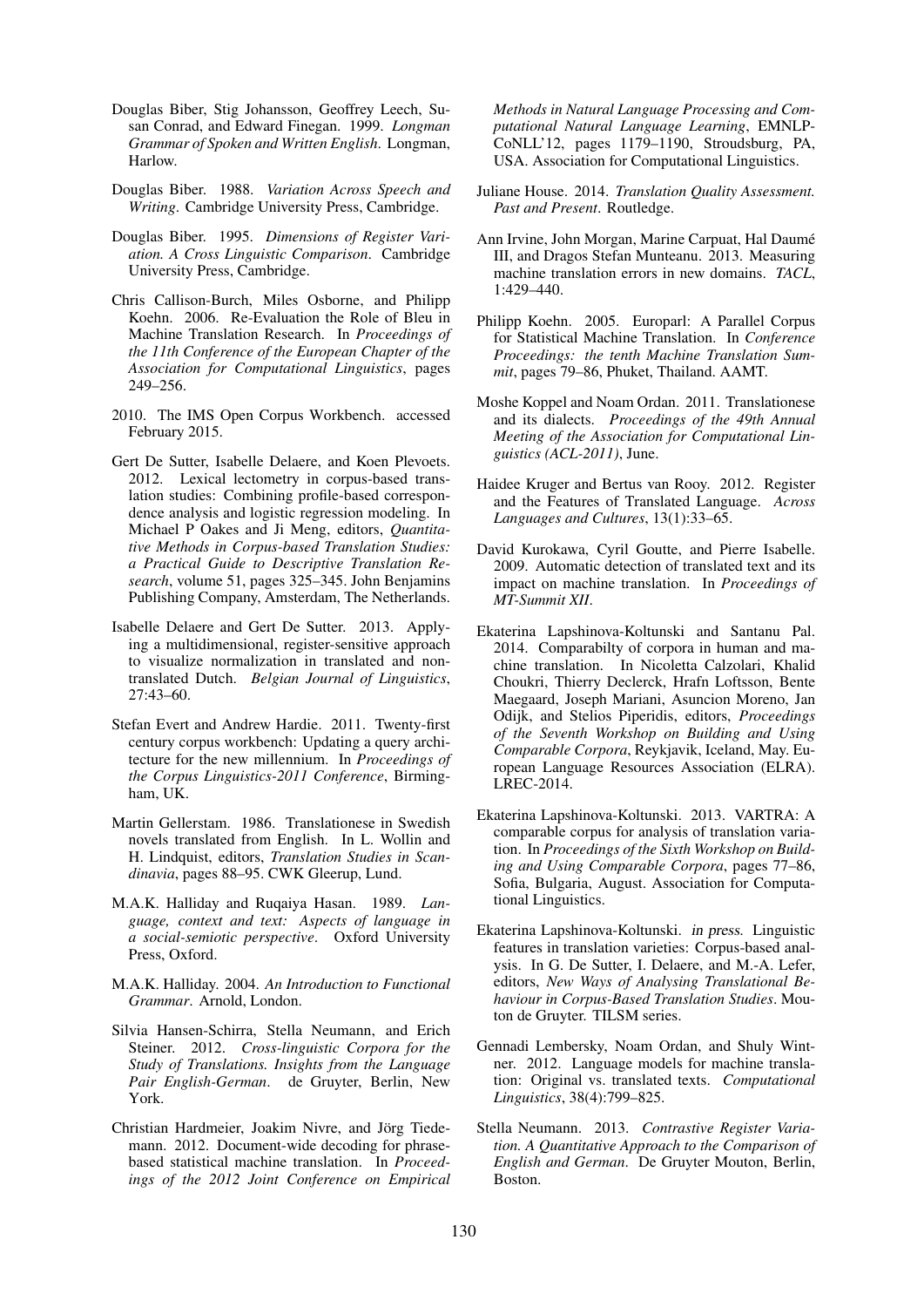Douglas Biber, Stig Johansson, Geoffrey Leech, Susan Conrad, and Edward Finegan. 1999. *Longman Grammar of Spoken and Written English*. Longman, Harlow.

Douglas Biber. 1988. *Variation Across Speech and Writing*. Cambridge University Press, Cambridge.

Douglas Biber. 1995. *Dimensions of Register Variation. A Cross Linguistic Comparison*. Cambridge University Press, Cambridge.

Chris Callison-Burch, Miles Osborne, and Philipp Koehn. 2006. Re-Evaluation the Role of Bleu in Machine Translation Research. In *Proceedings of the 11th Conference of the European Chapter of the Association for Computational Linguistics*, pages 249–256.

2010. The IMS Open Corpus Workbench. accessed February 2015.

Gert De Sutter, Isabelle Delaere, and Koen Plevoets. 2012. Lexical lectometry in corpus-based translation studies: Combining profile-based correspondence analysis and logistic regression modeling. In Michael P Oakes and Ji Meng, editors, *Quantitative Methods in Corpus-based Translation Studies: a Practical Guide to Descriptive Translation Research*, volume 51, pages 325–345. John Benjamins Publishing Company, Amsterdam, The Netherlands.

Isabelle Delaere and Gert De Sutter. 2013. Applying a multidimensional, register-sensitive approach to visualize normalization in translated and non-translated Dutch. *Belgian Journal of Linguistics*, 27:43–60.

Stefan Evert and Andrew Hardie. 2011. Twenty-first century corpus workbench: Updating a query architecture for the new millennium. In *Proceedings of the Corpus Linguistics-2011 Conference*, Birmingham, UK.

Martin Gellerstam. 1986. Translationese in Swedish novels translated from English. In L. Wollin and H. Lindquist, editors, *Translation Studies in Scandinavia*, pages 88–95. CWK Gleerup, Lund.

M.A.K. Halliday and Ruqaiya Hasan. 1989. *Language, context and text: Aspects of language in a social-semiotic perspective*. Oxford University Press, Oxford.

M.A.K. Halliday. 2004. *An Introduction to Functional Grammar*. Arnold, London.

Silvia Hansen-Schirra, Stella Neumann, and Erich Steiner. 2012. *Cross-linguistic Corpora for the Study of Translations. Insights from the Language Pair English-German*. de Gruyter, Berlin, New York.

Christian Hardmeier, Joakim Nivre, and Jörg Tiedemann. 2012. Document-wide decoding for phrase-based statistical machine translation. In *Proceedings of the 2012 Joint Conference on Empirical Methods in Natural Language Processing and Computational Natural Language Learning*, EMNLP-CoNLL'12, pages 1179–1190, Stroudsburg, PA, USA. Association for Computational Linguistics.

Juliane House. 2014. *Translation Quality Assessment. Past and Present*. Routledge.

Ann Irvine, John Morgan, Marine Carpuat, Hal Daumé III, and Dragos Stefan Munteanu. 2013. Measuring machine translation errors in new domains. *TACL*, 1:429–440.

Philipp Koehn. 2005. Europarl: A Parallel Corpus for Statistical Machine Translation. In *Conference Proceedings: the tenth Machine Translation Summit*, pages 79–86, Phuket, Thailand. AAMT.

Moshe Koppel and Noam Ordan. 2011. Translationese and its dialects. *Proceedings of the 49th Annual Meeting of the Association for Computational Linguistics (ACL-2011)*, June.

Haidee Kruger and Bertus van Rooy. 2012. Register and the Features of Translated Language. *Across Languages and Cultures*, 13(1):33–65.

David Kurokawa, Cyril Goutte, and Pierre Isabelle. 2009. Automatic detection of translated text and its impact on machine translation. In *Proceedings of MT-Summit XII*.

Ekaterina Lapshinova-Koltunski and Santanu Pal. 2014. Comparabilty of corpora in human and machine translation. In Nicoletta Calzolari, Khalid Choukri, Thierry Declerck, Hrafn Loftsson, Bente Maegaard, Joseph Mariani, Asuncion Moreno, Jan Odijk, and Stelios Piperidis, editors, *Proceedings of the Seventh Workshop on Building and Using Comparable Corpora*, Reykjavik, Iceland, May. European Language Resources Association (ELRA). LREC-2014.

Ekaterina Lapshinova-Koltunski. 2013. VARTRA: A comparable corpus for analysis of translation variation. In *Proceedings of the Sixth Workshop on Building and Using Comparable Corpora*, pages 77–86, Sofia, Bulgaria, August. Association for Computational Linguistics.

Ekaterina Lapshinova-Koltunski. *in press*. Linguistic features in translation varieties: Corpus-based analysis. In G. De Sutter, I. Delaere, and M.-A. Lefer, editors, *New Ways of Analysing Translational Behaviour in Corpus-Based Translation Studies*. Mouton de Gruyter. TILSM series.

Gennadi Lembersky, Noam Ordan, and Shuly Wintner. 2012. Language models for machine translation: Original vs. translated texts. *Computational Linguistics*, 38(4):799–825.

Stella Neumann. 2013. *Contrastive Register Variation. A Quantitative Approach to the Comparison of English and German*. De Gruyter Mouton, Berlin, Boston.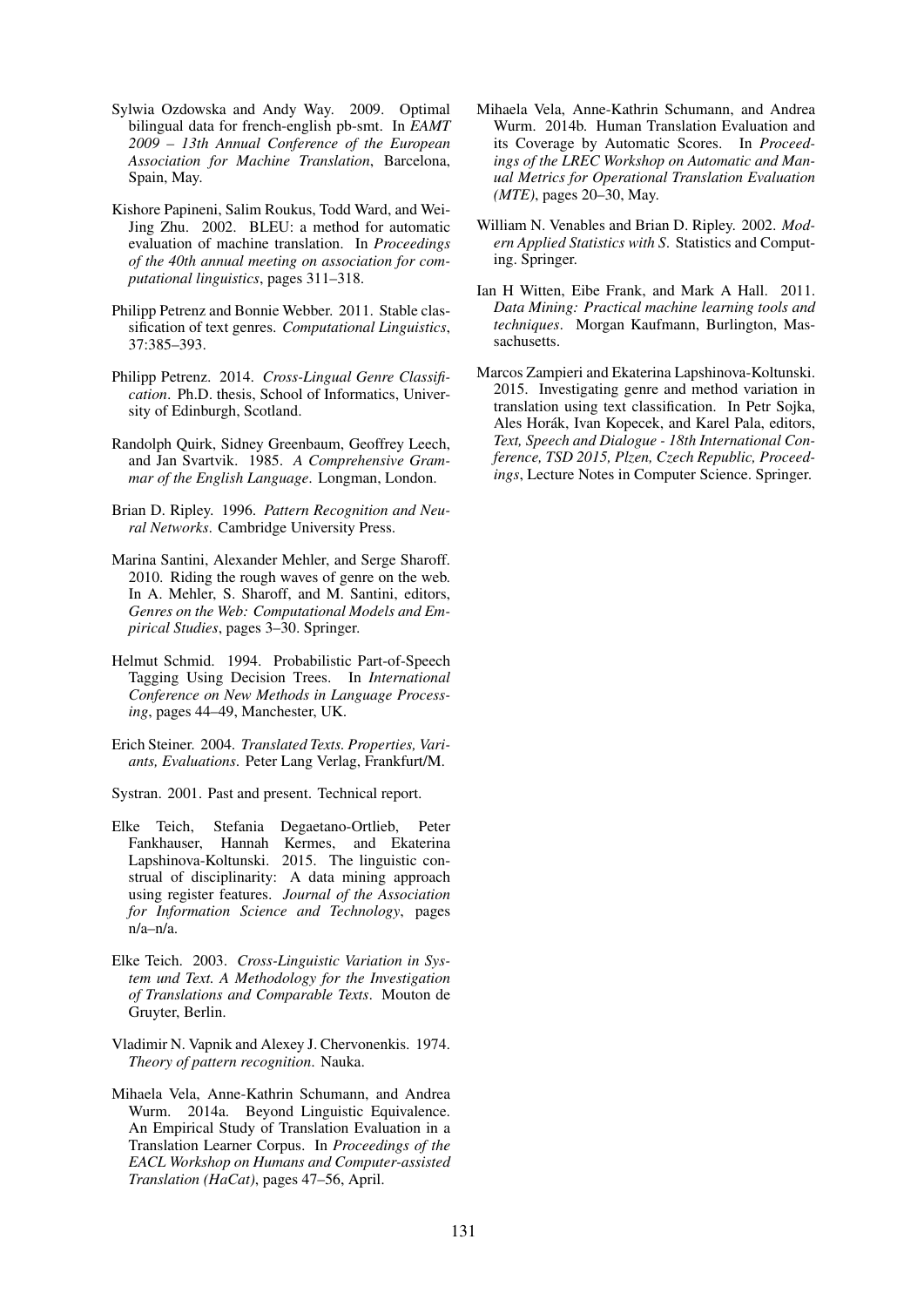Sylwia Ozdowska and Andy Way. 2009. Optimal bilingual data for french-english pb-smt. In *EAMT 2009 – 13th Annual Conference of the European Association for Machine Translation*, Barcelona, Spain, May.

Kishore Papineni, Salim Roukus, Todd Ward, and Wei-Jing Zhu. 2002. BLEU: a method for automatic evaluation of machine translation. In *Proceedings of the 40th annual meeting on association for computational linguistics*, pages 311–318.

Philipp Petrenz and Bonnie Webber. 2011. Stable classification of text genres. *Computational Linguistics*, 37:385–393.

Philipp Petrenz. 2014. *Cross-Lingual Genre Classification*. Ph.D. thesis, School of Informatics, University of Edinburgh, Scotland.

Randolph Quirk, Sidney Greenbaum, Geoffrey Leech, and Jan Svartvik. 1985. *A Comprehensive Grammar of the English Language*. Longman, London.

Brian D. Ripley. 1996. *Pattern Recognition and Neural Networks*. Cambridge University Press.

Marina Santini, Alexander Mehler, and Serge Sharoff. 2010. Riding the rough waves of genre on the web. In A. Mehler, S. Sharoff, and M. Santini, editors, *Genres on the Web: Computational Models and Empirical Studies*, pages 3–30. Springer.

Helmut Schmid. 1994. Probabilistic Part-of-Speech Tagging Using Decision Trees. In *International Conference on New Methods in Language Processing*, pages 44–49, Manchester, UK.

Erich Steiner. 2004. *Translated Texts. Properties, Variants, Evaluations*. Peter Lang Verlag, Frankfurt/M.

Systran. 2001. Past and present. Technical report.

Elke Teich, Stefania Degaetano-Ortlieb, Peter Fankhauser, Hannah Kermes, and Ekaterina Lapshinova-Koltunski. 2015. The linguistic construal of disciplinarity: A data mining approach using register features. *Journal of the Association for Information Science and Technology*, pages n/a–n/a.

Elke Teich. 2003. *Cross-Linguistic Variation in System und Text. A Methodology for the Investigation of Translations and Comparable Texts*. Mouton de Gruyter, Berlin.

Vladimir N. Vapnik and Alexey J. Chervonenkis. 1974. *Theory of pattern recognition*. Nauka.

Mihaela Vela, Anne-Kathrin Schumann, and Andrea Wurm. 2014a. Beyond Linguistic Equivalence. An Empirical Study of Translation Evaluation in a Translation Learner Corpus. In *Proceedings of the EACL Workshop on Humans and Computer-assisted Translation (HaCat)*, pages 47–56, April.

Mihaela Vela, Anne-Kathrin Schumann, and Andrea Wurm. 2014b. Human Translation Evaluation and its Coverage by Automatic Scores. In *Proceedings of the LREC Workshop on Automatic and Manual Metrics for Operational Translation Evaluation (MTE)*, pages 20–30, May.

William N. Venables and Brian D. Ripley. 2002. *Modern Applied Statistics with S*. Statistics and Computing. Springer.

Ian H Witten, Eibe Frank, and Mark A Hall. 2011. *Data Mining: Practical machine learning tools and techniques*. Morgan Kaufmann, Burlington, Massachusetts.

Marcos Zampieri and Ekaterina Lapshinova-Koltunski. 2015. Investigating genre and method variation in translation using text classification. In Petr Sojka, Ales Horák, Ivan Kopecek, and Karel Pala, editors, *Text, Speech and Dialogue - 18th International Conference, TSD 2015, Plzen, Czech Republic, Proceedings*, Lecture Notes in Computer Science. Springer.